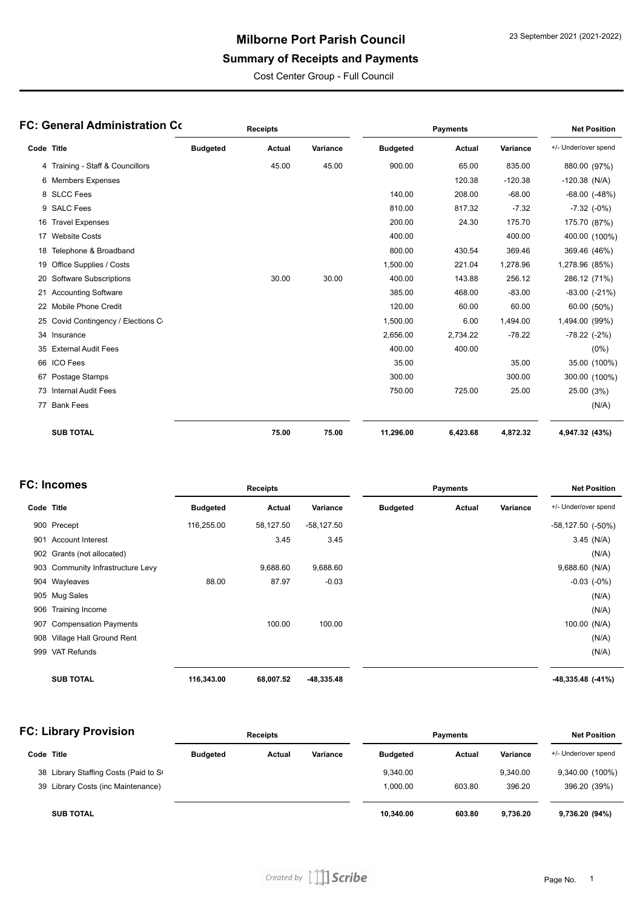# Milborne Port Parish Council

## Summary of Receipts and Payments

Cost Center Group - Full Council

23 September 2021 (2021-2022)

### FC: General Administration Cc

| | | Receipts | | | Payments | | | Net Position |
|---|---|---|---|---|---|---|---|---|
| Code | Title | Budgeted | Actual | Variance | Budgeted | Actual | Variance | +/- Under/over spend |
| 4 | Training - Staff & Councillors | | 45.00 | 45.00 | 900.00 | 65.00 | 835.00 | 880.00 (97%) |
| 6 | Members Expenses | | | | | 120.38 | -120.38 | -120.38 (N/A) |
| 8 | SLCC Fees | | | | 140.00 | 208.00 | -68.00 | -68.00 (-48%) |
| 9 | SALC Fees | | | | 810.00 | 817.32 | -7.32 | -7.32 (-0%) |
| 16 | Travel Expenses | | | | 200.00 | 24.30 | 175.70 | 175.70 (87%) |
| 17 | Website Costs | | | | 400.00 | | 400.00 | 400.00 (100%) |
| 18 | Telephone & Broadband | | | | 800.00 | 430.54 | 369.46 | 369.46 (46%) |
| 19 | Office Supplies / Costs | | | | 1,500.00 | 221.04 | 1,278.96 | 1,278.96 (85%) |
| 20 | Software Subscriptions | | 30.00 | 30.00 | 400.00 | 143.88 | 256.12 | 286.12 (71%) |
| 21 | Accounting Software | | | | 385.00 | 468.00 | -83.00 | -83.00 (-21%) |
| 22 | Mobile Phone Credit | | | | 120.00 | 60.00 | 60.00 | 60.00 (50%) |
| 25 | Covid Contingency / Elections C | | | | 1,500.00 | 6.00 | 1,494.00 | 1,494.00 (99%) |
| 34 | Insurance | | | | 2,656.00 | 2,734.22 | -78.22 | -78.22 (-2%) |
| 35 | External Audit Fees | | | | 400.00 | 400.00 | | (0%) |
| 66 | ICO Fees | | | | 35.00 | | 35.00 | 35.00 (100%) |
| 67 | Postage Stamps | | | | 300.00 | | 300.00 | 300.00 (100%) |
| 73 | Internal Audit Fees | | | | 750.00 | 725.00 | 25.00 | 25.00 (3%) |
| 77 | Bank Fees | | | | | | | (N/A) |
| | **SUB TOTAL** | | **75.00** | **75.00** | **11,296.00** | **6,423.68** | **4,872.32** | **4,947.32 (43%)** |

### FC: Incomes

| | | Receipts | | | Payments | | | Net Position |
|---|---|---|---|---|---|---|---|---|
| Code | Title | Budgeted | Actual | Variance | Budgeted | Actual | Variance | +/- Under/over spend |
| 900 | Precept | 116,255.00 | 58,127.50 | -58,127.50 | | | | -58,127.50 (-50%) |
| 901 | Account Interest | | 3.45 | 3.45 | | | | 3.45 (N/A) |
| 902 | Grants (not allocated) | | | | | | | (N/A) |
| 903 | Community Infrastructure Levy | | 9,688.60 | 9,688.60 | | | | 9,688.60 (N/A) |
| 904 | Wayleaves | 88.00 | 87.97 | -0.03 | | | | -0.03 (-0%) |
| 905 | Mug Sales | | | | | | | (N/A) |
| 906 | Training Income | | | | | | | (N/A) |
| 907 | Compensation Payments | | 100.00 | 100.00 | | | | 100.00 (N/A) |
| 908 | Village Hall Ground Rent | | | | | | | (N/A) |
| 999 | VAT Refunds | | | | | | | (N/A) |
| | **SUB TOTAL** | **116,343.00** | **68,007.52** | **-48,335.48** | | | | **-48,335.48 (-41%)** |

### FC: Library Provision

| | | Receipts | | | Payments | | | Net Position |
|---|---|---|---|---|---|---|---|---|
| Code | Title | Budgeted | Actual | Variance | Budgeted | Actual | Variance | +/- Under/over spend |
| 38 | Library Staffing Costs (Paid to S | | | | 9,340.00 | | 9,340.00 | 9,340.00 (100%) |
| 39 | Library Costs (inc Maintenance) | | | | 1,000.00 | 603.80 | 396.20 | 396.20 (39%) |
| | **SUB TOTAL** | | | | **10,340.00** | **603.80** | **9,736.20** | **9,736.20 (94%)** |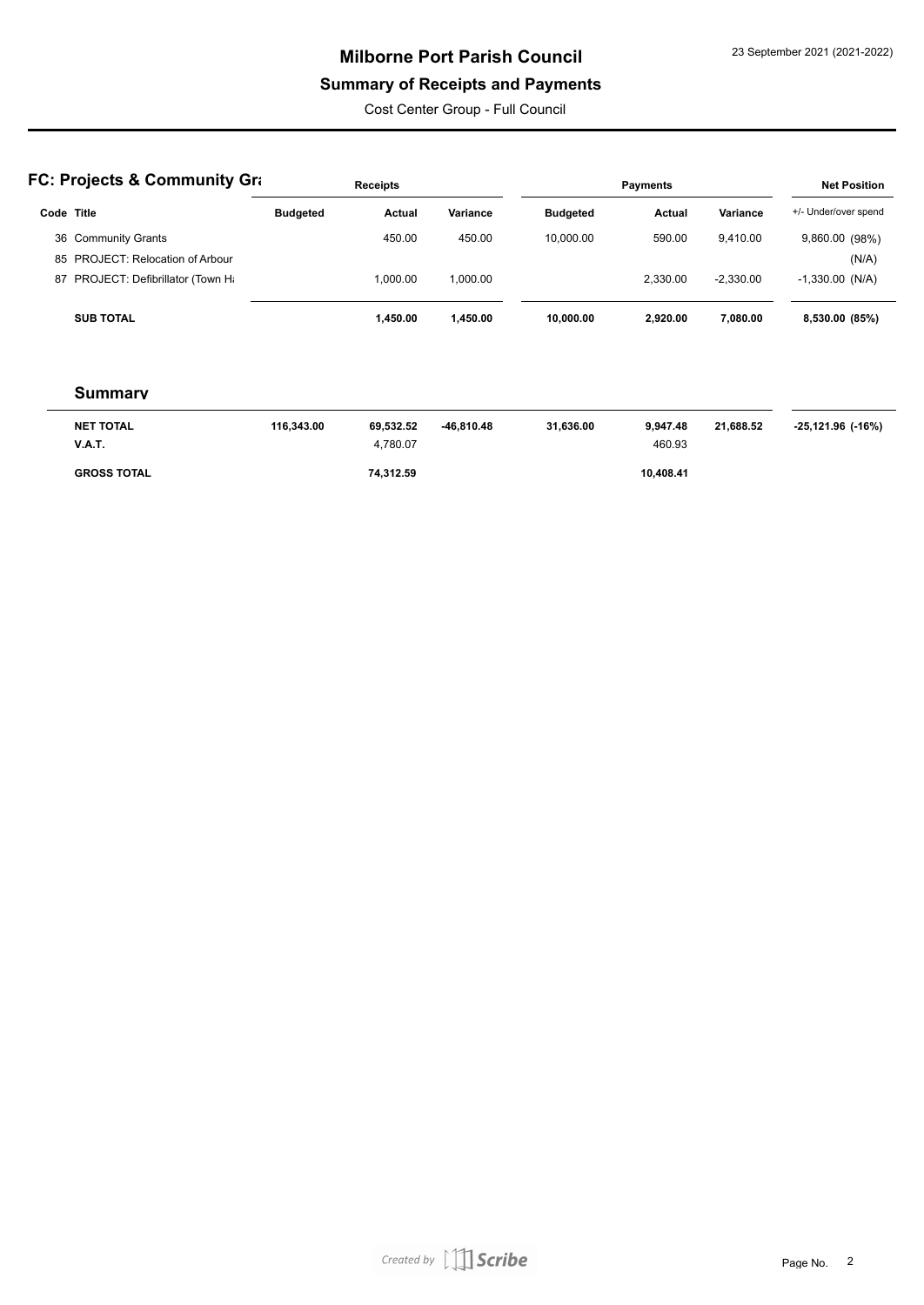# Milborne Port Parish Council

## Summary of Receipts and Payments

Cost Center Group - Full Council

### FC: Projects & Community Gra

| | | Receipts | | | Payments | | | Net Position |
|---|---|---|---|---|---|---|---|---|
| Code | Title | Budgeted | Actual | Variance | Budgeted | Actual | Variance | +/- Under/over spend |
| 36 | Community Grants | | 450.00 | 450.00 | 10,000.00 | 590.00 | 9,410.00 | 9,860.00 (98%) |
| 85 | PROJECT: Relocation of Arbour | | | | | | | (N/A) |
| 87 | PROJECT: Defibrillator (Town Ha | | 1,000.00 | 1,000.00 | | 2,330.00 | -2,330.00 | -1,330.00 (N/A) |
| | **SUB TOTAL** | | **1,450.00** | **1,450.00** | **10,000.00** | **2,920.00** | **7,080.00** | **8,530.00 (85%)** |

### Summary

| | Receipts Budgeted | Receipts Actual | Receipts Variance | Payments Budgeted | Payments Actual | Payments Variance | Net Position |
|---|---|---|---|---|---|---|---|
| **NET TOTAL** | **116,343.00** | **69,532.52** | **-46,810.48** | **31,636.00** | **9,947.48** | **21,688.52** | **-25,121.96 (-16%)** |
| **V.A.T.** | | 4,780.07 | | | 460.93 | | |
| **GROSS TOTAL** | | **74,312.59** | | | **10,408.41** | | |